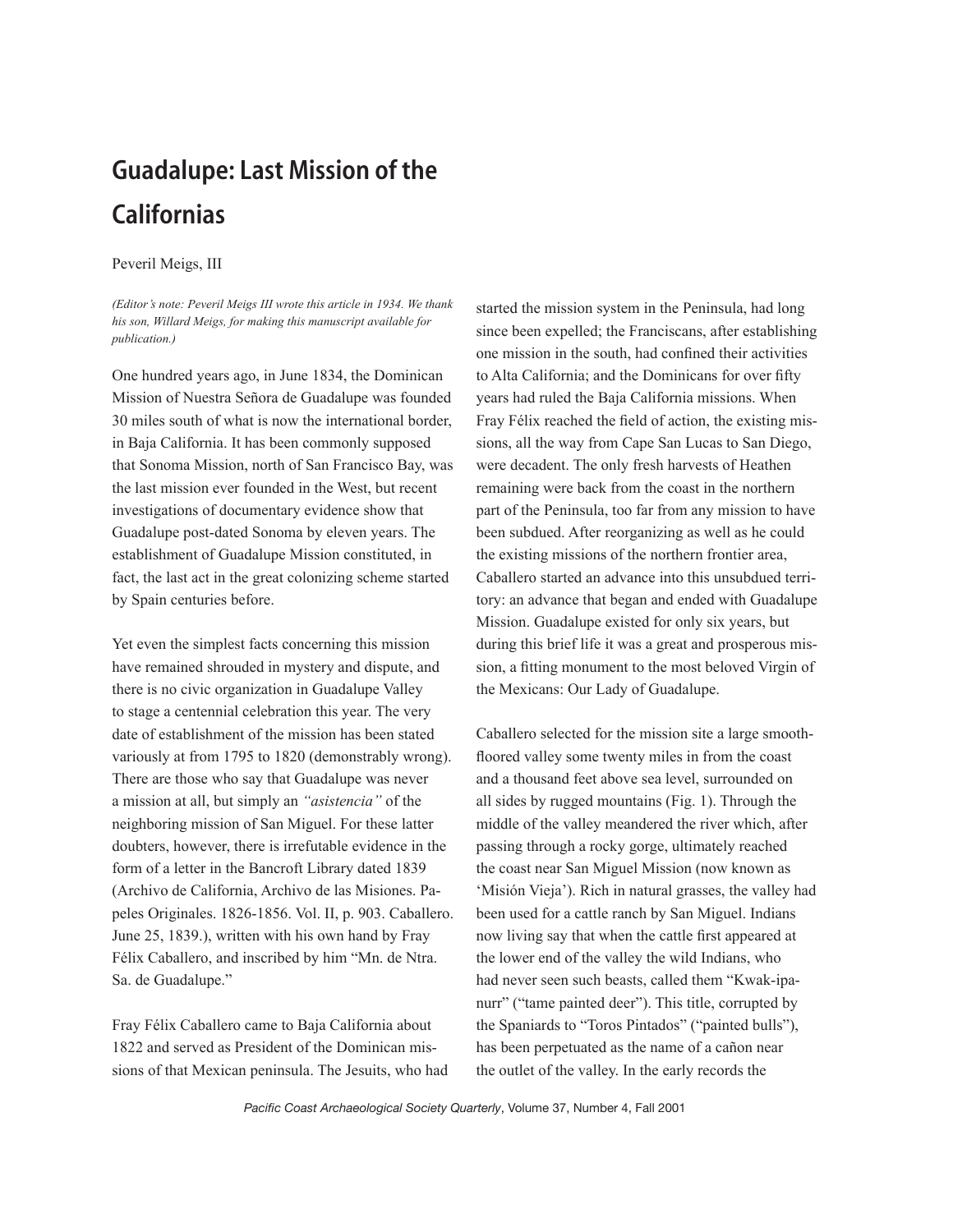# Guadalupe: Last Mission of the Californias

Peveril Meigs, III

*(Editor's note: Peveril Meigs III wrote this article in 1934. We thank his son, Willard Meigs, for making this manuscript available for publication.)*

One hundred years ago, in June 1834, the Dominican Mission of Nuestra Señora de Guadalupe was founded 30 miles south of what is now the international border, in Baja California. It has been commonly supposed that Sonoma Mission, north of San Francisco Bay, was the last mission ever founded in the West, but recent investigations of documentary evidence show that Guadalupe post-dated Sonoma by eleven years. The establishment of Guadalupe Mission constituted, in fact, the last act in the great colonizing scheme started by Spain centuries before.

Yet even the simplest facts concerning this mission have remained shrouded in mystery and dispute, and there is no civic organization in Guadalupe Valley to stage a centennial celebration this year. The very date of establishment of the mission has been stated variously at from 1795 to 1820 (demonstrably wrong). There are those who say that Guadalupe was never a mission at all, but simply an *"asistencia"* of the neighboring mission of San Miguel. For these latter doubters, however, there is irrefutable evidence in the form of a letter in the Bancroft Library dated 1839 (Archivo de California, Archivo de las Misiones. Papeles Originales. 1826-1856. Vol. II, p. 903. Caballero. June 25, 1839.), written with his own hand by Fray Félix Caballero, and inscribed by him "Mn. de Ntra. Sa. de Guadalupe."

Fray Félix Caballero came to Baja California about 1822 and served as President of the Dominican missions of that Mexican peninsula. The Jesuits, who had started the mission system in the Peninsula, had long since been expelled; the Franciscans, after establishing one mission in the south, had confined their activities to Alta California; and the Dominicans for over fifty years had ruled the Baja California missions. When Fray Félix reached the field of action, the existing missions, all the way from Cape San Lucas to San Diego, were decadent. The only fresh harvests of Heathen remaining were back from the coast in the northern part of the Peninsula, too far from any mission to have been subdued. After reorganizing as well as he could the existing missions of the northern frontier area, Caballero started an advance into this unsubdued territory: an advance that began and ended with Guadalupe Mission. Guadalupe existed for only six years, but during this brief life it was a great and prosperous mission, a fitting monument to the most beloved Virgin of the Mexicans: Our Lady of Guadalupe.

Caballero selected for the mission site a large smooth-floored valley some twenty miles in from the coast and a thousand feet above sea level, surrounded on all sides by rugged mountains (Fig. 1). Through the middle of the valley meandered the river which, after passing through a rocky gorge, ultimately reached the coast near San Miguel Mission (now known as 'Misión Vieja'). Rich in natural grasses, the valley had been used for a cattle ranch by San Miguel. Indians now living say that when the cattle first appeared at the lower end of the valley the wild Indians, who had never seen such beasts, called them "Kwak-ipanurr" ("tame painted deer"). This title, corrupted by the Spaniards to "Toros Pintados" ("painted bulls"), has been perpetuated as the name of a cañon near the outlet of the valley. In the early records the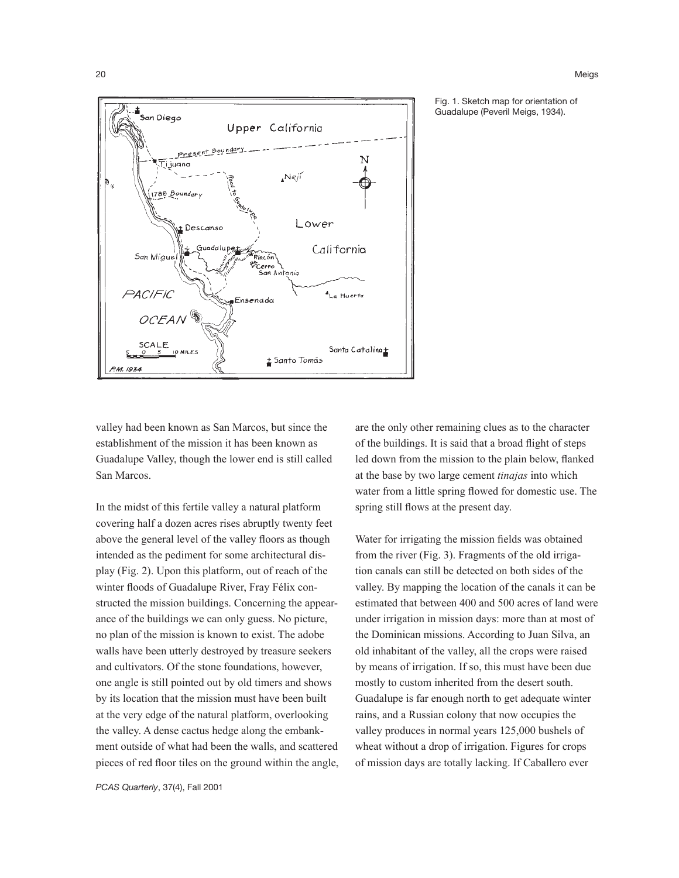Fig. 1. Sketch map for orientation of Guadalupe (Peveril Meigs, 1934).

valley had been known as San Marcos, but since the establishment of the mission it has been known as Guadalupe Valley, though the lower end is still called San Marcos.

In the midst of this fertile valley a natural platform covering half a dozen acres rises abruptly twenty feet above the general level of the valley floors as though intended as the pediment for some architectural display (Fig. 2). Upon this platform, out of reach of the winter floods of Guadalupe River, Fray Félix constructed the mission buildings. Concerning the appearance of the buildings we can only guess. No picture, no plan of the mission is known to exist. The adobe walls have been utterly destroyed by treasure seekers and cultivators. Of the stone foundations, however, one angle is still pointed out by old timers and shows by its location that the mission must have been built at the very edge of the natural platform, overlooking the valley. A dense cactus hedge along the embankment outside of what had been the walls, and scattered pieces of red floor tiles on the ground within the angle, are the only other remaining clues as to the character of the buildings. It is said that a broad flight of steps led down from the mission to the plain below, flanked at the base by two large cement *tinajas* into which water from a little spring flowed for domestic use. The spring still flows at the present day.

Water for irrigating the mission fields was obtained from the river (Fig. 3). Fragments of the old irrigation canals can still be detected on both sides of the valley. By mapping the location of the canals it can be estimated that between 400 and 500 acres of land were under irrigation in mission days: more than at most of the Dominican missions. According to Juan Silva, an old inhabitant of the valley, all the crops were raised by means of irrigation. If so, this must have been due mostly to custom inherited from the desert south. Guadalupe is far enough north to get adequate winter rains, and a Russian colony that now occupies the valley produces in normal years 125,000 bushels of wheat without a drop of irrigation. Figures for crops of mission days are totally lacking. If Caballero ever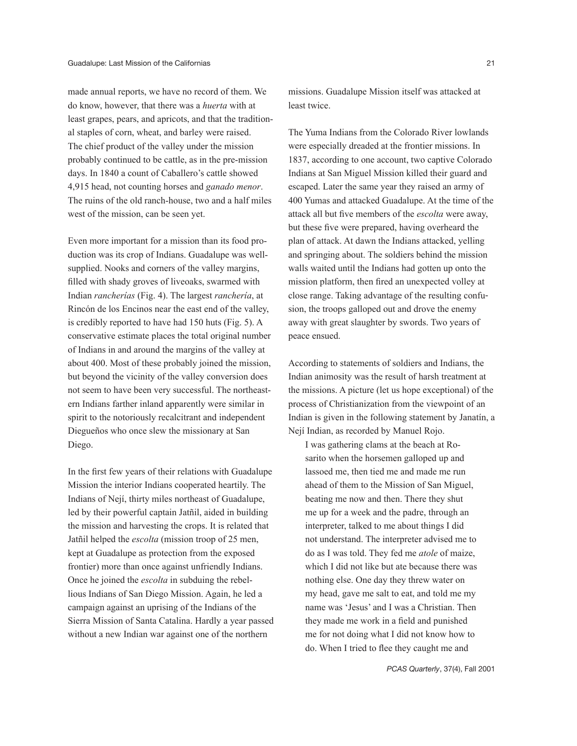made annual reports, we have no record of them. We do know, however, that there was a *huerta* with at least grapes, pears, and apricots, and that the traditional staples of corn, wheat, and barley were raised. The chief product of the valley under the mission probably continued to be cattle, as in the pre-mission days. In 1840 a count of Caballero's cattle showed 4,915 head, not counting horses and *ganado menor*. The ruins of the old ranch-house, two and a half miles west of the mission, can be seen yet.

Even more important for a mission than its food production was its crop of Indians. Guadalupe was well-supplied. Nooks and corners of the valley margins, filled with shady groves of liveoaks, swarmed with Indian *rancherías* (Fig. 4). The largest *ranchería*, at Rincón de los Encinos near the east end of the valley, is credibly reported to have had 150 huts (Fig. 5). A conservative estimate places the total original number of Indians in and around the margins of the valley at about 400. Most of these probably joined the mission, but beyond the vicinity of the valley conversion does not seem to have been very successful. The northeastern Indians farther inland apparently were similar in spirit to the notoriously recalcitrant and independent Diegueños who once slew the missionary at San Diego.

In the first few years of their relations with Guadalupe Mission the interior Indians cooperated heartily. The Indians of Nejí, thirty miles northeast of Guadalupe, led by their powerful captain Jatñil, aided in building the mission and harvesting the crops. It is related that Jatñil helped the *escolta* (mission troop of 25 men, kept at Guadalupe as protection from the exposed frontier) more than once against unfriendly Indians. Once he joined the *escolta* in subduing the rebellious Indians of San Diego Mission. Again, he led a campaign against an uprising of the Indians of the Sierra Mission of Santa Catalina. Hardly a year passed without a new Indian war against one of the northern missions. Guadalupe Mission itself was attacked at least twice.

The Yuma Indians from the Colorado River lowlands were especially dreaded at the frontier missions. In 1837, according to one account, two captive Colorado Indians at San Miguel Mission killed their guard and escaped. Later the same year they raised an army of 400 Yumas and attacked Guadalupe. At the time of the attack all but five members of the *escolta* were away, but these five were prepared, having overheard the plan of attack. At dawn the Indians attacked, yelling and springing about. The soldiers behind the mission walls waited until the Indians had gotten up onto the mission platform, then fired an unexpected volley at close range. Taking advantage of the resulting confusion, the troops galloped out and drove the enemy away with great slaughter by swords. Two years of peace ensued.

According to statements of soldiers and Indians, the Indian animosity was the result of harsh treatment at the missions. A picture (let us hope exceptional) of the process of Christianization from the viewpoint of an Indian is given in the following statement by Janatín, a Nejí Indian, as recorded by Manuel Rojo.

> I was gathering clams at the beach at Rosarito when the horsemen galloped up and lassoed me, then tied me and made me run ahead of them to the Mission of San Miguel, beating me now and then. There they shut me up for a week and the padre, through an interpreter, talked to me about things I did not understand. The interpreter advised me to do as I was told. They fed me *atole* of maize, which I did not like but ate because there was nothing else. One day they threw water on my head, gave me salt to eat, and told me my name was 'Jesus' and I was a Christian. Then they made me work in a field and punished me for not doing what I did not know how to do. When I tried to flee they caught me and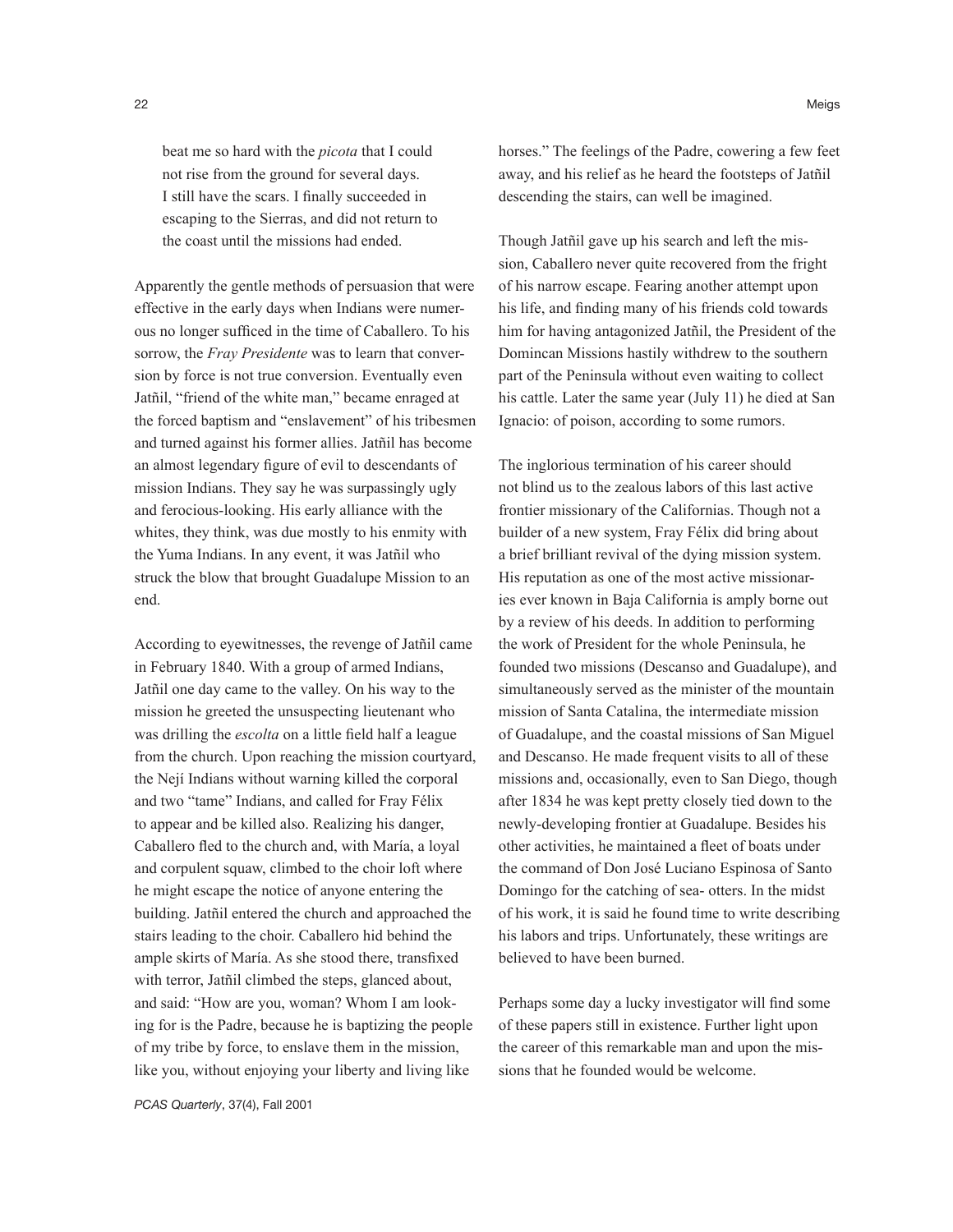> beat me so hard with the *picota* that I could not rise from the ground for several days. I still have the scars. I finally succeeded in escaping to the Sierras, and did not return to the coast until the missions had ended.

Apparently the gentle methods of persuasion that were effective in the early days when Indians were numerous no longer sufficed in the time of Caballero. To his sorrow, the *Fray Presidente* was to learn that conversion by force is not true conversion. Eventually even Jatñil, "friend of the white man," became enraged at the forced baptism and "enslavement" of his tribesmen and turned against his former allies. Jatñil has become an almost legendary figure of evil to descendants of mission Indians. They say he was surpassingly ugly and ferocious-looking. His early alliance with the whites, they think, was due mostly to his enmity with the Yuma Indians. In any event, it was Jatñil who struck the blow that brought Guadalupe Mission to an end.

According to eyewitnesses, the revenge of Jatñil came in February 1840. With a group of armed Indians, Jatñil one day came to the valley. On his way to the mission he greeted the unsuspecting lieutenant who was drilling the *escolta* on a little field half a league from the church. Upon reaching the mission courtyard, the Nejí Indians without warning killed the corporal and two "tame" Indians, and called for Fray Félix to appear and be killed also. Realizing his danger, Caballero fled to the church and, with María, a loyal and corpulent squaw, climbed to the choir loft where he might escape the notice of anyone entering the building. Jatñil entered the church and approached the stairs leading to the choir. Caballero hid behind the ample skirts of María. As she stood there, transfixed with terror, Jatñil climbed the steps, glanced about, and said: "How are you, woman? Whom I am looking for is the Padre, because he is baptizing the people of my tribe by force, to enslave them in the mission, like you, without enjoying your liberty and living like horses." The feelings of the Padre, cowering a few feet away, and his relief as he heard the footsteps of Jatñil descending the stairs, can well be imagined.

Though Jatñil gave up his search and left the mission, Caballero never quite recovered from the fright of his narrow escape. Fearing another attempt upon his life, and finding many of his friends cold towards him for having antagonized Jatñil, the President of the Domincan Missions hastily withdrew to the southern part of the Peninsula without even waiting to collect his cattle. Later the same year (July 11) he died at San Ignacio: of poison, according to some rumors.

The inglorious termination of his career should not blind us to the zealous labors of this last active frontier missionary of the Californias. Though not a builder of a new system, Fray Félix did bring about a brief brilliant revival of the dying mission system. His reputation as one of the most active missionaries ever known in Baja California is amply borne out by a review of his deeds. In addition to performing the work of President for the whole Peninsula, he founded two missions (Descanso and Guadalupe), and simultaneously served as the minister of the mountain mission of Santa Catalina, the intermediate mission of Guadalupe, and the coastal missions of San Miguel and Descanso. He made frequent visits to all of these missions and, occasionally, even to San Diego, though after 1834 he was kept pretty closely tied down to the newly-developing frontier at Guadalupe. Besides his other activities, he maintained a fleet of boats under the command of Don José Luciano Espinosa of Santo Domingo for the catching of sea- otters. In the midst of his work, it is said he found time to write describing his labors and trips. Unfortunately, these writings are believed to have been burned.

Perhaps some day a lucky investigator will find some of these papers still in existence. Further light upon the career of this remarkable man and upon the missions that he founded would be welcome.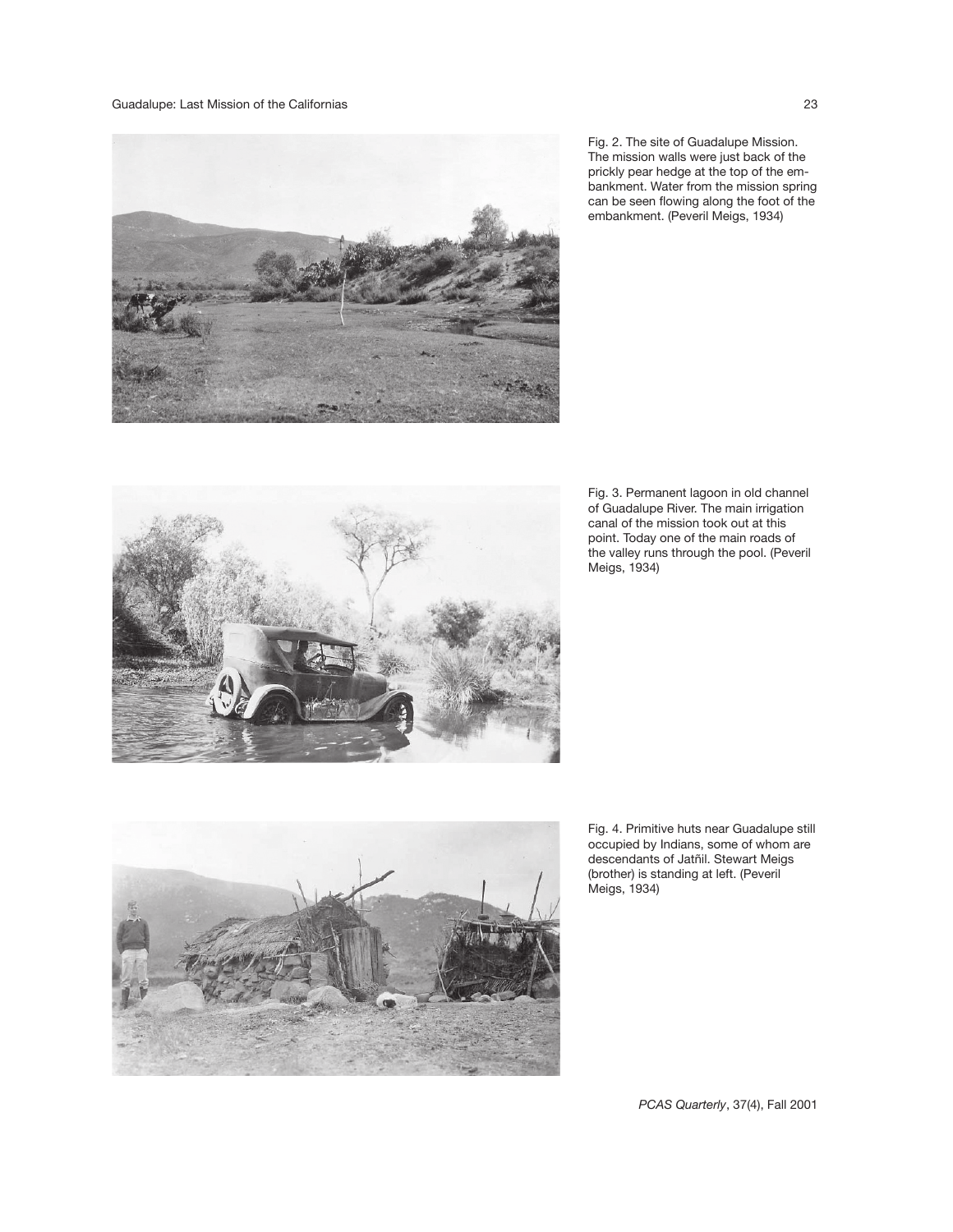Fig. 2. The site of Guadalupe Mission. The mission walls were just back of the prickly pear hedge at the top of the embankment. Water from the mission spring can be seen flowing along the foot of the embankment. (Peveril Meigs, 1934)

Fig. 3. Permanent lagoon in old channel of Guadalupe River. The main irrigation canal of the mission took out at this point. Today one of the main roads of the valley runs through the pool. (Peveril Meigs, 1934)

Fig. 4. Primitive huts near Guadalupe still occupied by Indians, some of whom are descendants of Jatñil. Stewart Meigs (brother) is standing at left. (Peveril Meigs, 1934)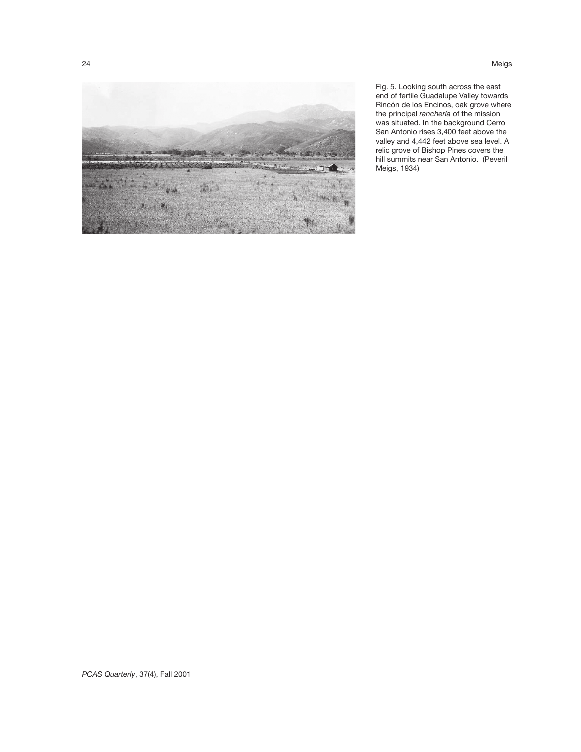Fig. 5. Looking south across the east end of fertile Guadalupe Valley towards Rincón de los Encinos, oak grove where the principal *ranchería* of the mission was situated. In the background Cerro San Antonio rises 3,400 feet above the valley and 4,442 feet above sea level. A relic grove of Bishop Pines covers the hill summits near San Antonio. (Peveril Meigs, 1934)